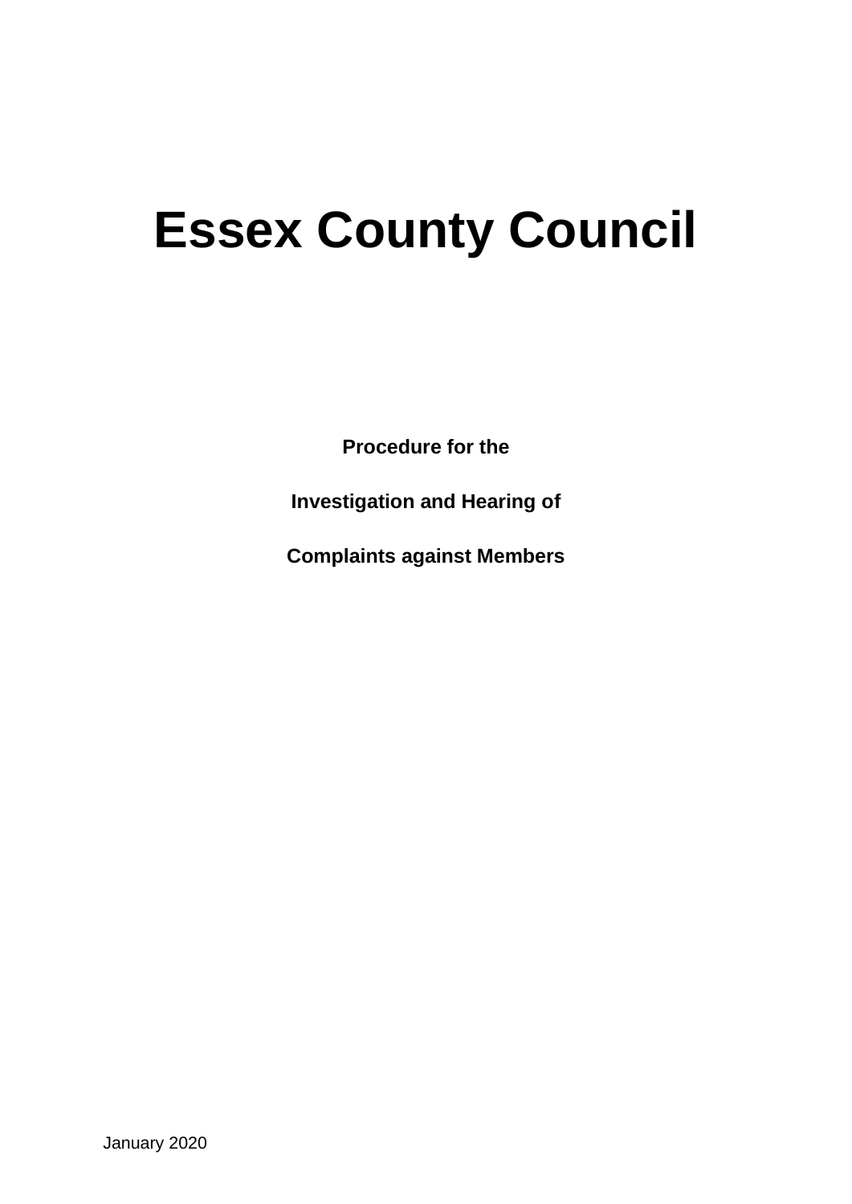# Essex County Council

**Procedure for the**

**Investigation and Hearing of**

**Complaints against Members**

January 2020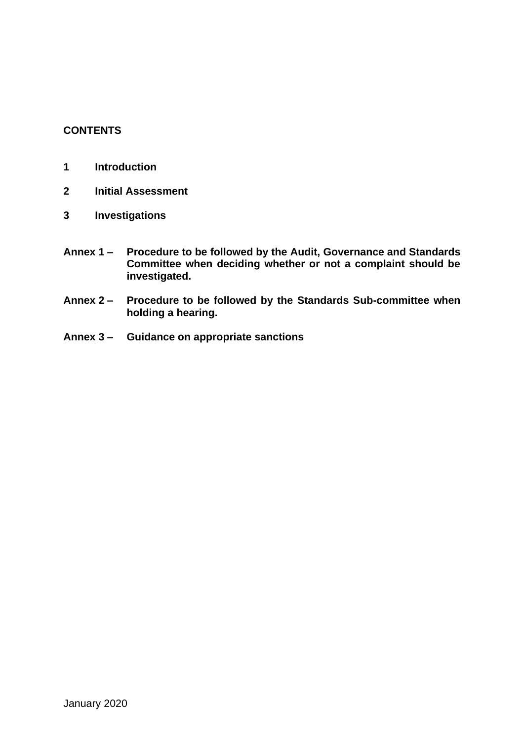**CONTENTS**

**1 Introduction**

**2 Initial Assessment**

**3 Investigations**

**Annex 1 – Procedure to be followed by the Audit, Governance and Standards Committee when deciding whether or not a complaint should be investigated.**

**Annex 2 – Procedure to be followed by the Standards Sub-committee when holding a hearing.**

**Annex 3 – Guidance on appropriate sanctions**

January 2020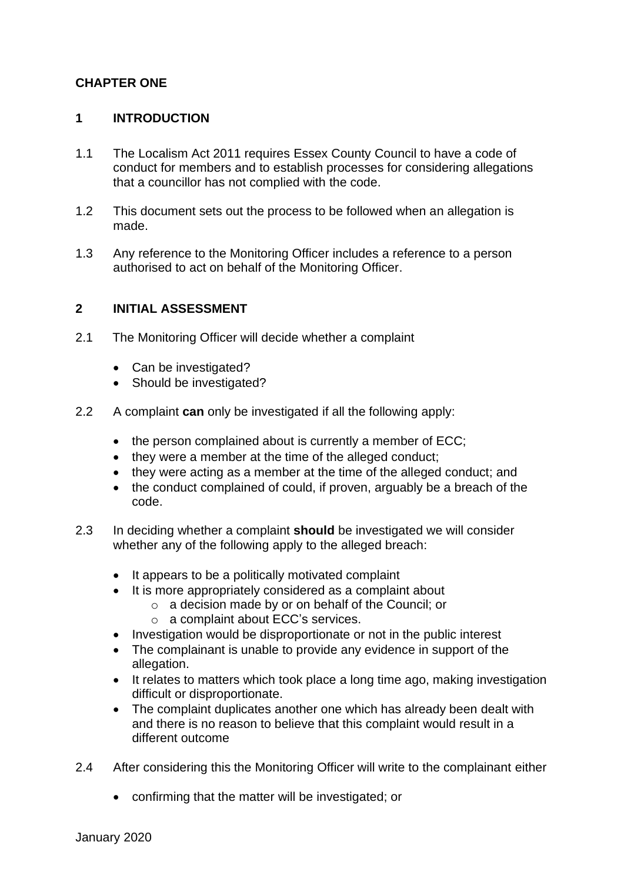## CHAPTER ONE

### 1 INTRODUCTION

1.1 The Localism Act 2011 requires Essex County Council to have a code of conduct for members and to establish processes for considering allegations that a councillor has not complied with the code.

1.2 This document sets out the process to be followed when an allegation is made.

1.3 Any reference to the Monitoring Officer includes a reference to a person authorised to act on behalf of the Monitoring Officer.

### 2 INITIAL ASSESSMENT

2.1 The Monitoring Officer will decide whether a complaint

- Can be investigated?
- Should be investigated?

2.2 A complaint **can** only be investigated if all the following apply:

- the person complained about is currently a member of ECC;
- they were a member at the time of the alleged conduct;
- they were acting as a member at the time of the alleged conduct; and
- the conduct complained of could, if proven, arguably be a breach of the code.

2.3 In deciding whether a complaint **should** be investigated we will consider whether any of the following apply to the alleged breach:

- It appears to be a politically motivated complaint
- It is more appropriately considered as a complaint about
  - a decision made by or on behalf of the Council; or
  - a complaint about ECC's services.
- Investigation would be disproportionate or not in the public interest
- The complainant is unable to provide any evidence in support of the allegation.
- It relates to matters which took place a long time ago, making investigation difficult or disproportionate.
- The complaint duplicates another one which has already been dealt with and there is no reason to believe that this complaint would result in a different outcome

2.4 After considering this the Monitoring Officer will write to the complainant either

- confirming that the matter will be investigated; or

January 2020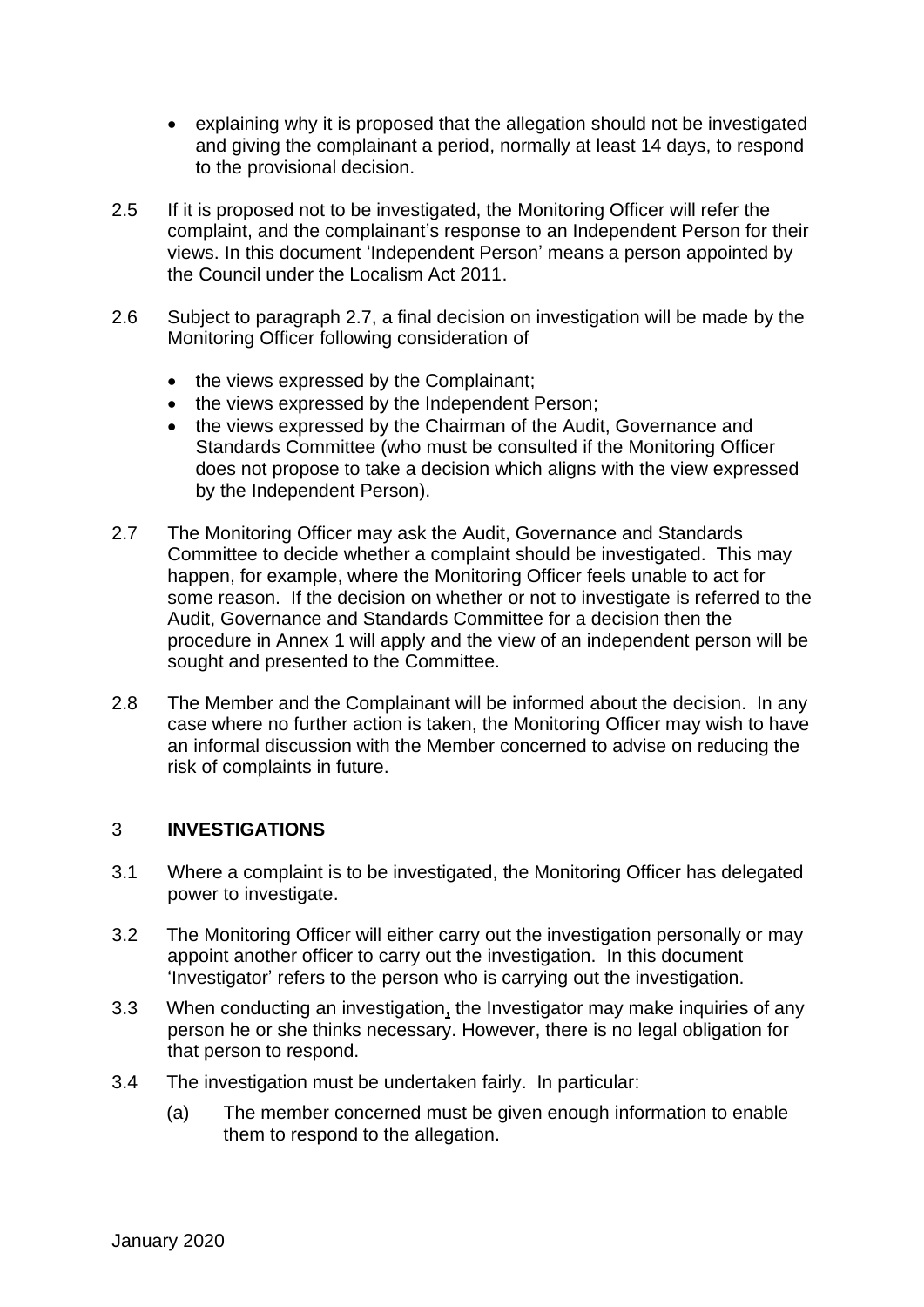- explaining why it is proposed that the allegation should not be investigated and giving the complainant a period, normally at least 14 days, to respond to the provisional decision.

2.5 If it is proposed not to be investigated, the Monitoring Officer will refer the complaint, and the complainant's response to an Independent Person for their views. In this document 'Independent Person' means a person appointed by the Council under the Localism Act 2011.

2.6 Subject to paragraph 2.7, a final decision on investigation will be made by the Monitoring Officer following consideration of

- the views expressed by the Complainant;
- the views expressed by the Independent Person;
- the views expressed by the Chairman of the Audit, Governance and Standards Committee (who must be consulted if the Monitoring Officer does not propose to take a decision which aligns with the view expressed by the Independent Person).

2.7 The Monitoring Officer may ask the Audit, Governance and Standards Committee to decide whether a complaint should be investigated. This may happen, for example, where the Monitoring Officer feels unable to act for some reason. If the decision on whether or not to investigate is referred to the Audit, Governance and Standards Committee for a decision then the procedure in Annex 1 will apply and the view of an independent person will be sought and presented to the Committee.

2.8 The Member and the Complainant will be informed about the decision. In any case where no further action is taken, the Monitoring Officer may wish to have an informal discussion with the Member concerned to advise on reducing the risk of complaints in future.

## 3 INVESTIGATIONS

3.1 Where a complaint is to be investigated, the Monitoring Officer has delegated power to investigate.

3.2 The Monitoring Officer will either carry out the investigation personally or may appoint another officer to carry out the investigation. In this document 'Investigator' refers to the person who is carrying out the investigation.

3.3 When conducting an investigation, the Investigator may make inquiries of any person he or she thinks necessary. However, there is no legal obligation for that person to respond.

3.4 The investigation must be undertaken fairly. In particular:

(a) The member concerned must be given enough information to enable them to respond to the allegation.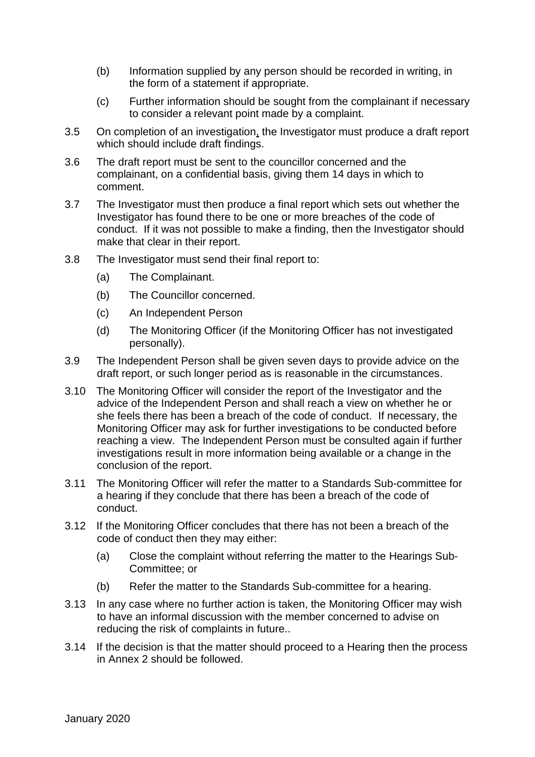(b) Information supplied by any person should be recorded in writing, in the form of a statement if appropriate.

(c) Further information should be sought from the complainant if necessary to consider a relevant point made by a complaint.

3.5 On completion of an investigation, the Investigator must produce a draft report which should include draft findings.

3.6 The draft report must be sent to the councillor concerned and the complainant, on a confidential basis, giving them 14 days in which to comment.

3.7 The Investigator must then produce a final report which sets out whether the Investigator has found there to be one or more breaches of the code of conduct. If it was not possible to make a finding, then the Investigator should make that clear in their report.

3.8 The Investigator must send their final report to:

(a) The Complainant.

(b) The Councillor concerned.

(c) An Independent Person

(d) The Monitoring Officer (if the Monitoring Officer has not investigated personally).

3.9 The Independent Person shall be given seven days to provide advice on the draft report, or such longer period as is reasonable in the circumstances.

3.10 The Monitoring Officer will consider the report of the Investigator and the advice of the Independent Person and shall reach a view on whether he or she feels there has been a breach of the code of conduct. If necessary, the Monitoring Officer may ask for further investigations to be conducted before reaching a view. The Independent Person must be consulted again if further investigations result in more information being available or a change in the conclusion of the report.

3.11 The Monitoring Officer will refer the matter to a Standards Sub-committee for a hearing if they conclude that there has been a breach of the code of conduct.

3.12 If the Monitoring Officer concludes that there has not been a breach of the code of conduct then they may either:

(a) Close the complaint without referring the matter to the Hearings Sub-Committee; or

(b) Refer the matter to the Standards Sub-committee for a hearing.

3.13 In any case where no further action is taken, the Monitoring Officer may wish to have an informal discussion with the member concerned to advise on reducing the risk of complaints in future..

3.14 If the decision is that the matter should proceed to a Hearing then the process in Annex 2 should be followed.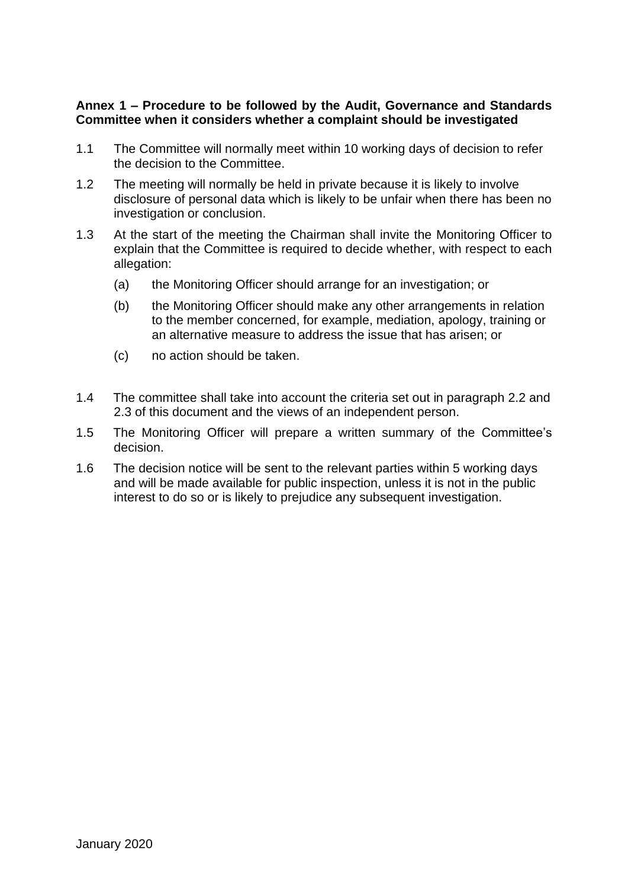**Annex 1 – Procedure to be followed by the Audit, Governance and Standards Committee when it considers whether a complaint should be investigated**

1.1 The Committee will normally meet within 10 working days of decision to refer the decision to the Committee.

1.2 The meeting will normally be held in private because it is likely to involve disclosure of personal data which is likely to be unfair when there has been no investigation or conclusion.

1.3 At the start of the meeting the Chairman shall invite the Monitoring Officer to explain that the Committee is required to decide whether, with respect to each allegation:

- (a) the Monitoring Officer should arrange for an investigation; or
- (b) the Monitoring Officer should make any other arrangements in relation to the member concerned, for example, mediation, apology, training or an alternative measure to address the issue that has arisen; or
- (c) no action should be taken.

1.4 The committee shall take into account the criteria set out in paragraph 2.2 and 2.3 of this document and the views of an independent person.

1.5 The Monitoring Officer will prepare a written summary of the Committee's decision.

1.6 The decision notice will be sent to the relevant parties within 5 working days and will be made available for public inspection, unless it is not in the public interest to do so or is likely to prejudice any subsequent investigation.

January 2020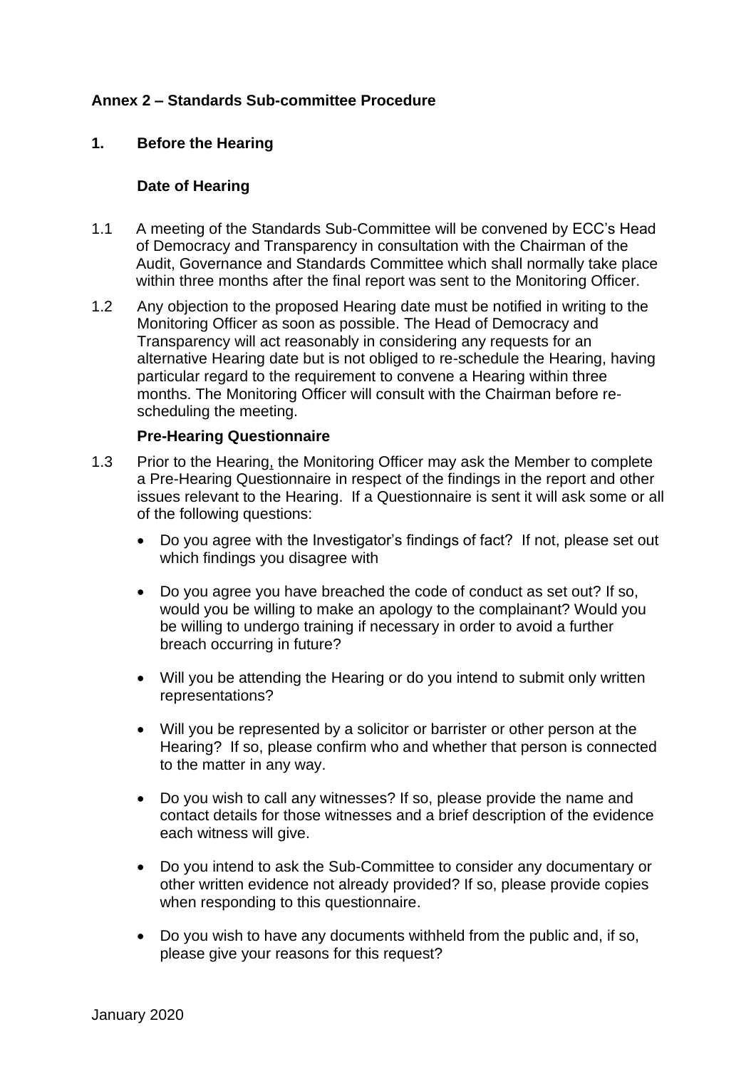## Annex 2 – Standards Sub-committee Procedure

### 1. Before the Hearing

#### Date of Hearing

1.1 A meeting of the Standards Sub-Committee will be convened by ECC's Head of Democracy and Transparency in consultation with the Chairman of the Audit, Governance and Standards Committee which shall normally take place within three months after the final report was sent to the Monitoring Officer.

1.2 Any objection to the proposed Hearing date must be notified in writing to the Monitoring Officer as soon as possible. The Head of Democracy and Transparency will act reasonably in considering any requests for an alternative Hearing date but is not obliged to re-schedule the Hearing, having particular regard to the requirement to convene a Hearing within three months. The Monitoring Officer will consult with the Chairman before re-scheduling the meeting.

#### Pre-Hearing Questionnaire

1.3 Prior to the Hearing, the Monitoring Officer may ask the Member to complete a Pre-Hearing Questionnaire in respect of the findings in the report and other issues relevant to the Hearing. If a Questionnaire is sent it will ask some or all of the following questions:

- Do you agree with the Investigator's findings of fact? If not, please set out which findings you disagree with
- Do you agree you have breached the code of conduct as set out? If so, would you be willing to make an apology to the complainant? Would you be willing to undergo training if necessary in order to avoid a further breach occurring in future?
- Will you be attending the Hearing or do you intend to submit only written representations?
- Will you be represented by a solicitor or barrister or other person at the Hearing? If so, please confirm who and whether that person is connected to the matter in any way.
- Do you wish to call any witnesses? If so, please provide the name and contact details for those witnesses and a brief description of the evidence each witness will give.
- Do you intend to ask the Sub-Committee to consider any documentary or other written evidence not already provided? If so, please provide copies when responding to this questionnaire.
- Do you wish to have any documents withheld from the public and, if so, please give your reasons for this request?

January 2020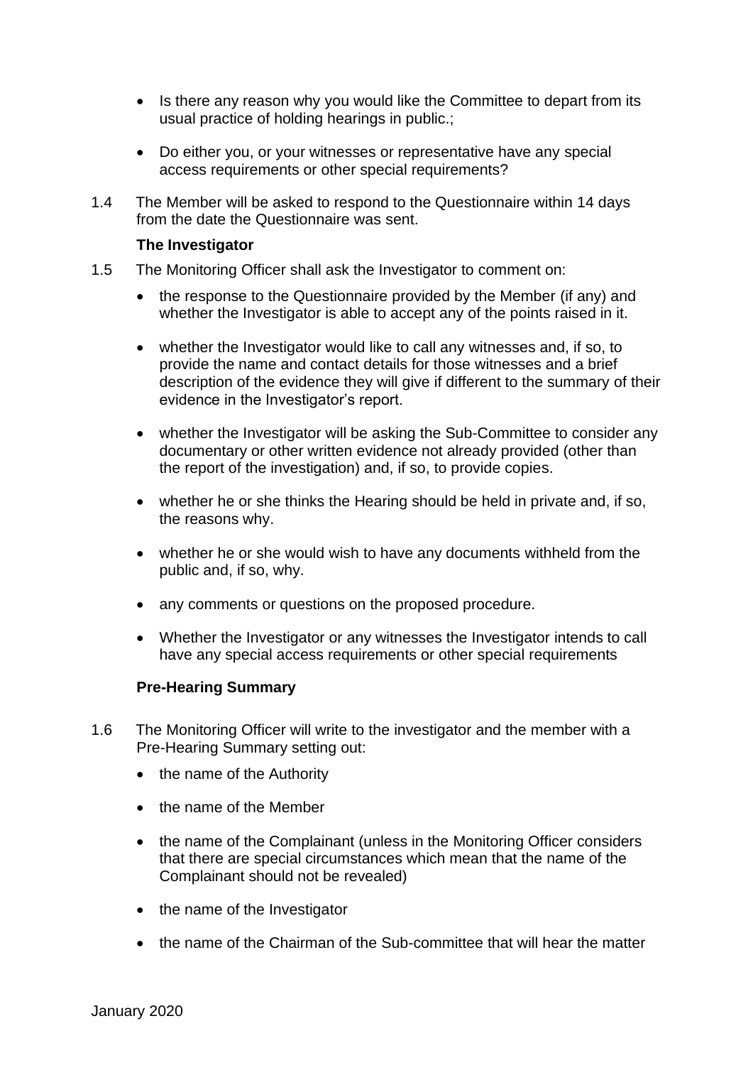- Is there any reason why you would like the Committee to depart from its usual practice of holding hearings in public.;

- Do either you, or your witnesses or representative have any special access requirements or other special requirements?

1.4 The Member will be asked to respond to the Questionnaire within 14 days from the date the Questionnaire was sent.

**The Investigator**

1.5 The Monitoring Officer shall ask the Investigator to comment on:

- the response to the Questionnaire provided by the Member (if any) and whether the Investigator is able to accept any of the points raised in it.

- whether the Investigator would like to call any witnesses and, if so, to provide the name and contact details for those witnesses and a brief description of the evidence they will give if different to the summary of their evidence in the Investigator's report.

- whether the Investigator will be asking the Sub-Committee to consider any documentary or other written evidence not already provided (other than the report of the investigation) and, if so, to provide copies.

- whether he or she thinks the Hearing should be held in private and, if so, the reasons why.

- whether he or she would wish to have any documents withheld from the public and, if so, why.

- any comments or questions on the proposed procedure.

- Whether the Investigator or any witnesses the Investigator intends to call have any special access requirements or other special requirements

**Pre-Hearing Summary**

1.6 The Monitoring Officer will write to the investigator and the member with a Pre-Hearing Summary setting out:

- the name of the Authority

- the name of the Member

- the name of the Complainant (unless in the Monitoring Officer considers that there are special circumstances which mean that the name of the Complainant should not be revealed)

- the name of the Investigator

- the name of the Chairman of the Sub-committee that will hear the matter

January 2020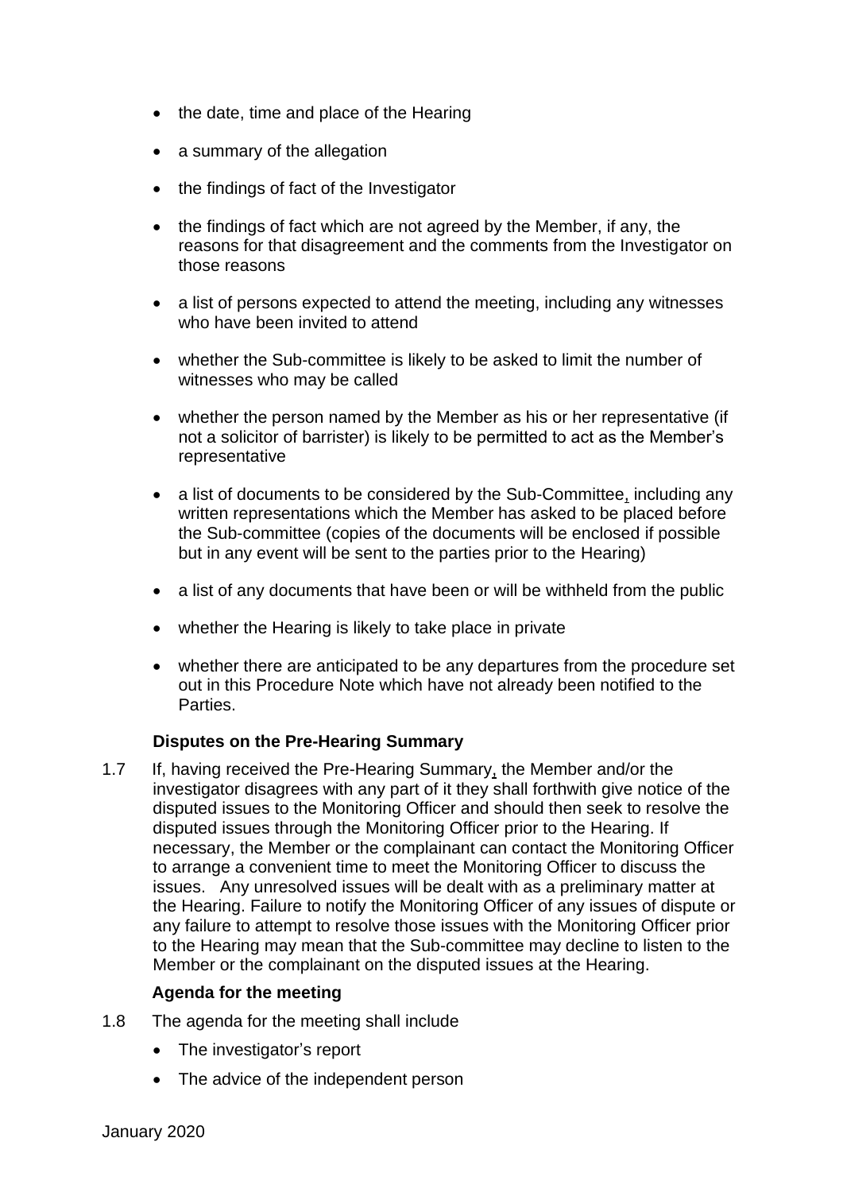- the date, time and place of the Hearing
- a summary of the allegation
- the findings of fact of the Investigator
- the findings of fact which are not agreed by the Member, if any, the reasons for that disagreement and the comments from the Investigator on those reasons
- a list of persons expected to attend the meeting, including any witnesses who have been invited to attend
- whether the Sub-committee is likely to be asked to limit the number of witnesses who may be called
- whether the person named by the Member as his or her representative (if not a solicitor of barrister) is likely to be permitted to act as the Member's representative
- a list of documents to be considered by the Sub-Committee, including any written representations which the Member has asked to be placed before the Sub-committee (copies of the documents will be enclosed if possible but in any event will be sent to the parties prior to the Hearing)
- a list of any documents that have been or will be withheld from the public
- whether the Hearing is likely to take place in private
- whether there are anticipated to be any departures from the procedure set out in this Procedure Note which have not already been notified to the Parties.

**Disputes on the Pre-Hearing Summary**

1.7 If, having received the Pre-Hearing Summary, the Member and/or the investigator disagrees with any part of it they shall forthwith give notice of the disputed issues to the Monitoring Officer and should then seek to resolve the disputed issues through the Monitoring Officer prior to the Hearing. If necessary, the Member or the complainant can contact the Monitoring Officer to arrange a convenient time to meet the Monitoring Officer to discuss the issues. Any unresolved issues will be dealt with as a preliminary matter at the Hearing. Failure to notify the Monitoring Officer of any issues of dispute or any failure to attempt to resolve those issues with the Monitoring Officer prior to the Hearing may mean that the Sub-committee may decline to listen to the Member or the complainant on the disputed issues at the Hearing.

**Agenda for the meeting**

1.8 The agenda for the meeting shall include

- The investigator's report
- The advice of the independent person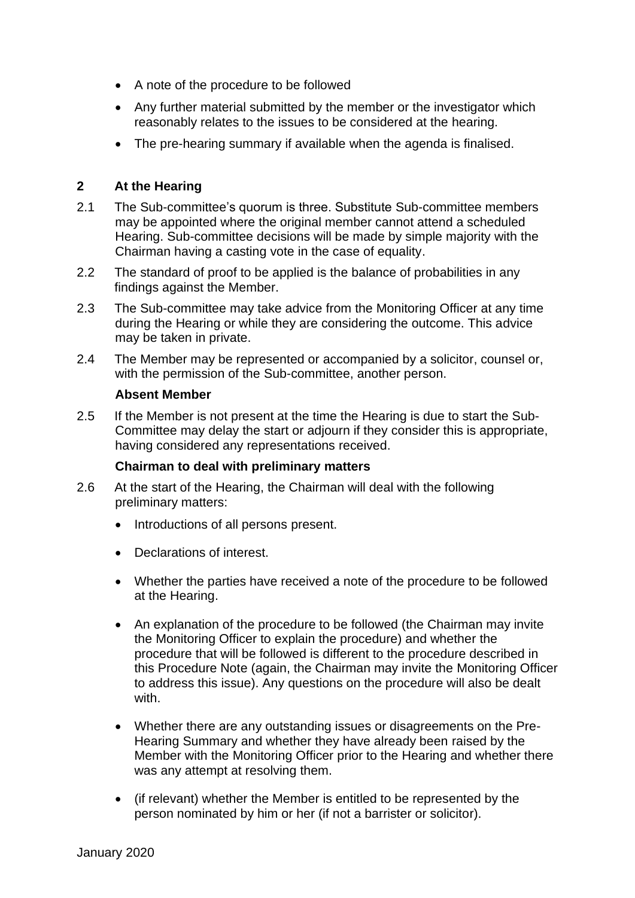- A note of the procedure to be followed
- Any further material submitted by the member or the investigator which reasonably relates to the issues to be considered at the hearing.
- The pre-hearing summary if available when the agenda is finalised.

## 2 At the Hearing

2.1 The Sub-committee's quorum is three. Substitute Sub-committee members may be appointed where the original member cannot attend a scheduled Hearing. Sub-committee decisions will be made by simple majority with the Chairman having a casting vote in the case of equality.

2.2 The standard of proof to be applied is the balance of probabilities in any findings against the Member.

2.3 The Sub-committee may take advice from the Monitoring Officer at any time during the Hearing or while they are considering the outcome. This advice may be taken in private.

2.4 The Member may be represented or accompanied by a solicitor, counsel or, with the permission of the Sub-committee, another person.

**Absent Member**

2.5 If the Member is not present at the time the Hearing is due to start the Sub-Committee may delay the start or adjourn if they consider this is appropriate, having considered any representations received.

**Chairman to deal with preliminary matters**

2.6 At the start of the Hearing, the Chairman will deal with the following preliminary matters:

- Introductions of all persons present.
- Declarations of interest.
- Whether the parties have received a note of the procedure to be followed at the Hearing.
- An explanation of the procedure to be followed (the Chairman may invite the Monitoring Officer to explain the procedure) and whether the procedure that will be followed is different to the procedure described in this Procedure Note (again, the Chairman may invite the Monitoring Officer to address this issue). Any questions on the procedure will also be dealt with.
- Whether there are any outstanding issues or disagreements on the Pre-Hearing Summary and whether they have already been raised by the Member with the Monitoring Officer prior to the Hearing and whether there was any attempt at resolving them.
- (if relevant) whether the Member is entitled to be represented by the person nominated by him or her (if not a barrister or solicitor).

January 2020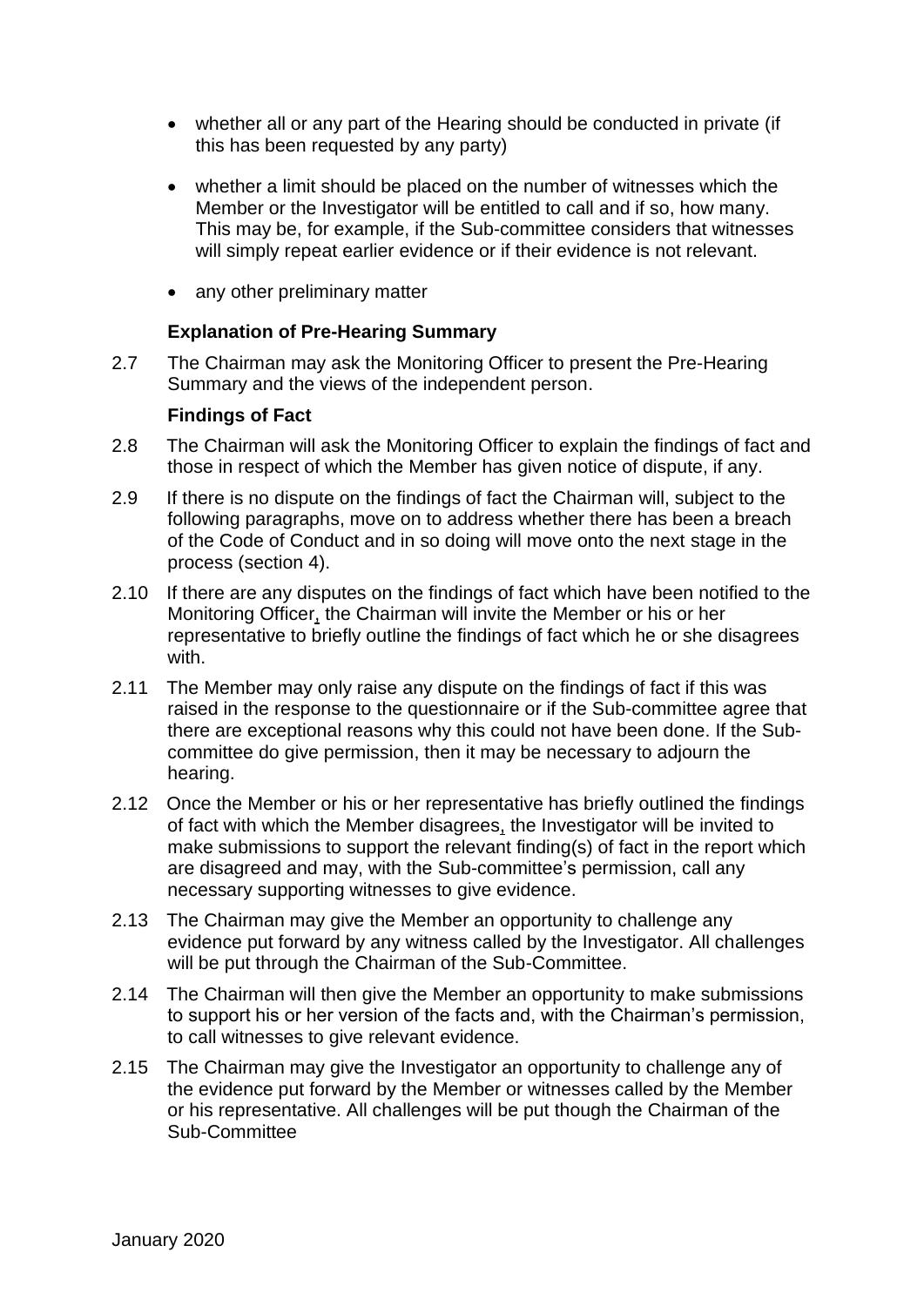- whether all or any part of the Hearing should be conducted in private (if this has been requested by any party)
- whether a limit should be placed on the number of witnesses which the Member or the Investigator will be entitled to call and if so, how many. This may be, for example, if the Sub-committee considers that witnesses will simply repeat earlier evidence or if their evidence is not relevant.
- any other preliminary matter

**Explanation of Pre-Hearing Summary**

2.7 The Chairman may ask the Monitoring Officer to present the Pre-Hearing Summary and the views of the independent person.

**Findings of Fact**

2.8 The Chairman will ask the Monitoring Officer to explain the findings of fact and those in respect of which the Member has given notice of dispute, if any.

2.9 If there is no dispute on the findings of fact the Chairman will, subject to the following paragraphs, move on to address whether there has been a breach of the Code of Conduct and in so doing will move onto the next stage in the process (section 4).

2.10 If there are any disputes on the findings of fact which have been notified to the Monitoring Officer, the Chairman will invite the Member or his or her representative to briefly outline the findings of fact which he or she disagrees with.

2.11 The Member may only raise any dispute on the findings of fact if this was raised in the response to the questionnaire or if the Sub-committee agree that there are exceptional reasons why this could not have been done. If the Sub-committee do give permission, then it may be necessary to adjourn the hearing.

2.12 Once the Member or his or her representative has briefly outlined the findings of fact with which the Member disagrees, the Investigator will be invited to make submissions to support the relevant finding(s) of fact in the report which are disagreed and may, with the Sub-committee's permission, call any necessary supporting witnesses to give evidence.

2.13 The Chairman may give the Member an opportunity to challenge any evidence put forward by any witness called by the Investigator. All challenges will be put through the Chairman of the Sub-Committee.

2.14 The Chairman will then give the Member an opportunity to make submissions to support his or her version of the facts and, with the Chairman's permission, to call witnesses to give relevant evidence.

2.15 The Chairman may give the Investigator an opportunity to challenge any of the evidence put forward by the Member or witnesses called by the Member or his representative. All challenges will be put though the Chairman of the Sub-Committee

January 2020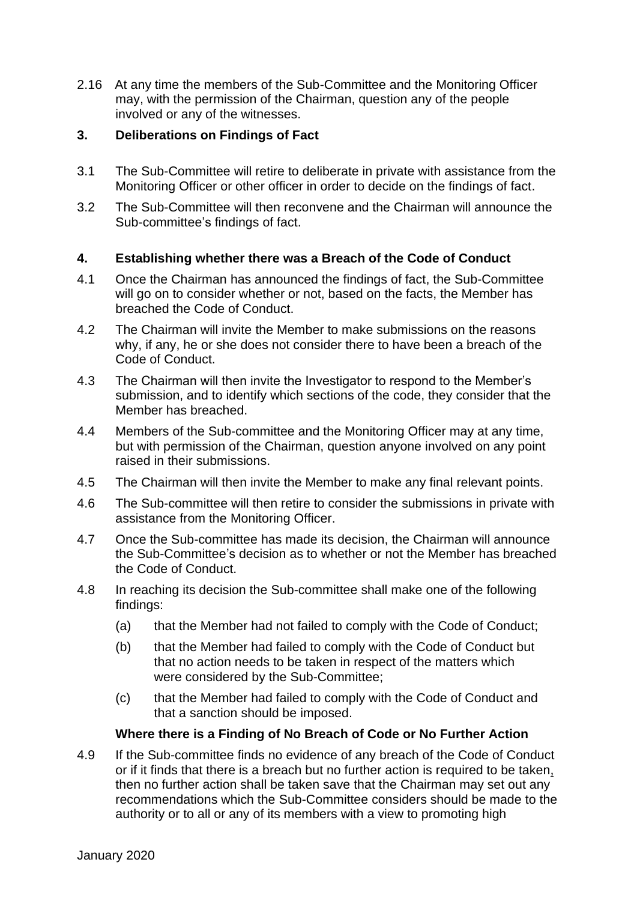2.16 At any time the members of the Sub-Committee and the Monitoring Officer may, with the permission of the Chairman, question any of the people involved or any of the witnesses.

## 3. Deliberations on Findings of Fact

3.1 The Sub-Committee will retire to deliberate in private with assistance from the Monitoring Officer or other officer in order to decide on the findings of fact.

3.2 The Sub-Committee will then reconvene and the Chairman will announce the Sub-committee's findings of fact.

## 4. Establishing whether there was a Breach of the Code of Conduct

4.1 Once the Chairman has announced the findings of fact, the Sub-Committee will go on to consider whether or not, based on the facts, the Member has breached the Code of Conduct.

4.2 The Chairman will invite the Member to make submissions on the reasons why, if any, he or she does not consider there to have been a breach of the Code of Conduct.

4.3 The Chairman will then invite the Investigator to respond to the Member's submission, and to identify which sections of the code, they consider that the Member has breached.

4.4 Members of the Sub-committee and the Monitoring Officer may at any time, but with permission of the Chairman, question anyone involved on any point raised in their submissions.

4.5 The Chairman will then invite the Member to make any final relevant points.

4.6 The Sub-committee will then retire to consider the submissions in private with assistance from the Monitoring Officer.

4.7 Once the Sub-committee has made its decision, the Chairman will announce the Sub-Committee's decision as to whether or not the Member has breached the Code of Conduct.

4.8 In reaching its decision the Sub-committee shall make one of the following findings:

(a) that the Member had not failed to comply with the Code of Conduct;

(b) that the Member had failed to comply with the Code of Conduct but that no action needs to be taken in respect of the matters which were considered by the Sub-Committee;

(c) that the Member had failed to comply with the Code of Conduct and that a sanction should be imposed.

**Where there is a Finding of No Breach of Code or No Further Action**

4.9 If the Sub-committee finds no evidence of any breach of the Code of Conduct or if it finds that there is a breach but no further action is required to be taken, then no further action shall be taken save that the Chairman may set out any recommendations which the Sub-Committee considers should be made to the authority or to all or any of its members with a view to promoting high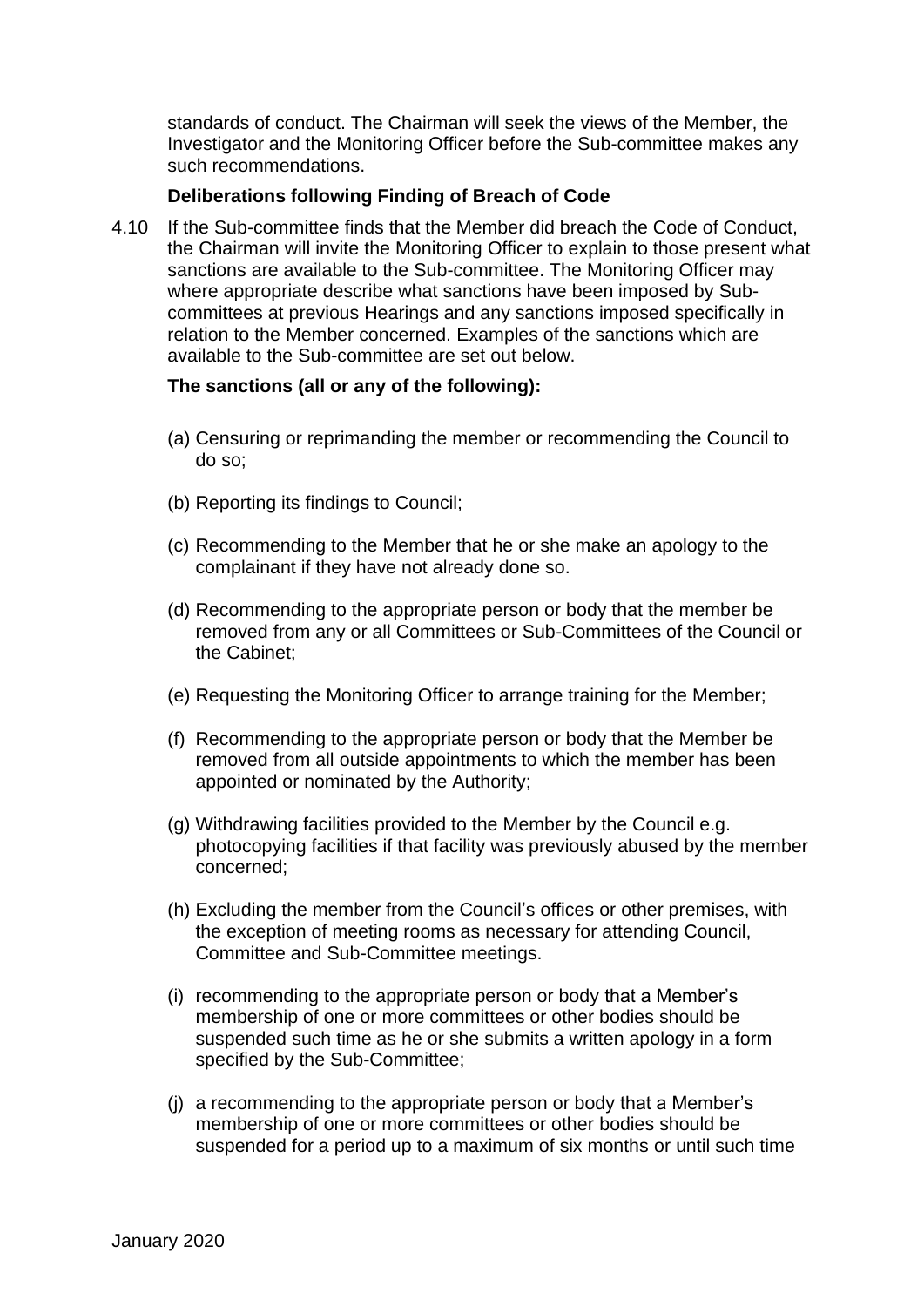standards of conduct. The Chairman will seek the views of the Member, the Investigator and the Monitoring Officer before the Sub-committee makes any such recommendations.

**Deliberations following Finding of Breach of Code**

4.10 If the Sub-committee finds that the Member did breach the Code of Conduct, the Chairman will invite the Monitoring Officer to explain to those present what sanctions are available to the Sub-committee. The Monitoring Officer may where appropriate describe what sanctions have been imposed by Sub-committees at previous Hearings and any sanctions imposed specifically in relation to the Member concerned. Examples of the sanctions which are available to the Sub-committee are set out below.

**The sanctions (all or any of the following):**

(a) Censuring or reprimanding the member or recommending the Council to do so;

(b) Reporting its findings to Council;

(c) Recommending to the Member that he or she make an apology to the complainant if they have not already done so.

(d) Recommending to the appropriate person or body that the member be removed from any or all Committees or Sub-Committees of the Council or the Cabinet;

(e) Requesting the Monitoring Officer to arrange training for the Member;

(f) Recommending to the appropriate person or body that the Member be removed from all outside appointments to which the member has been appointed or nominated by the Authority;

(g) Withdrawing facilities provided to the Member by the Council e.g. photocopying facilities if that facility was previously abused by the member concerned;

(h) Excluding the member from the Council's offices or other premises, with the exception of meeting rooms as necessary for attending Council, Committee and Sub-Committee meetings.

(i) recommending to the appropriate person or body that a Member's membership of one or more committees or other bodies should be suspended such time as he or she submits a written apology in a form specified by the Sub-Committee;

(j) a recommending to the appropriate person or body that a Member's membership of one or more committees or other bodies should be suspended for a period up to a maximum of six months or until such time

January 2020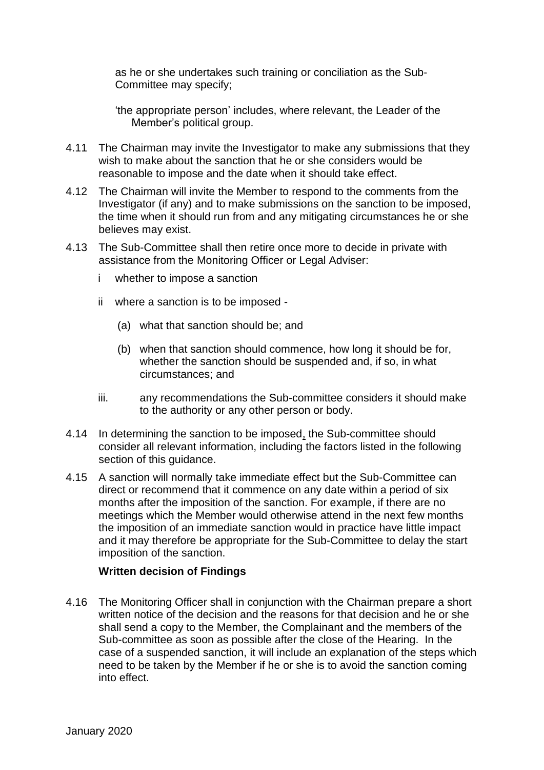as he or she undertakes such training or conciliation as the Sub-Committee may specify;

'the appropriate person' includes, where relevant, the Leader of the Member's political group.

4.11 The Chairman may invite the Investigator to make any submissions that they wish to make about the sanction that he or she considers would be reasonable to impose and the date when it should take effect.

4.12 The Chairman will invite the Member to respond to the comments from the Investigator (if any) and to make submissions on the sanction to be imposed, the time when it should run from and any mitigating circumstances he or she believes may exist.

4.13 The Sub-Committee shall then retire once more to decide in private with assistance from the Monitoring Officer or Legal Adviser:

i whether to impose a sanction

ii where a sanction is to be imposed -

(a) what that sanction should be; and

(b) when that sanction should commence, how long it should be for, whether the sanction should be suspended and, if so, in what circumstances; and

iii. any recommendations the Sub-committee considers it should make to the authority or any other person or body.

4.14 In determining the sanction to be imposed, the Sub-committee should consider all relevant information, including the factors listed in the following section of this guidance.

4.15 A sanction will normally take immediate effect but the Sub-Committee can direct or recommend that it commence on any date within a period of six months after the imposition of the sanction. For example, if there are no meetings which the Member would otherwise attend in the next few months the imposition of an immediate sanction would in practice have little impact and it may therefore be appropriate for the Sub-Committee to delay the start imposition of the sanction.

**Written decision of Findings**

4.16 The Monitoring Officer shall in conjunction with the Chairman prepare a short written notice of the decision and the reasons for that decision and he or she shall send a copy to the Member, the Complainant and the members of the Sub-committee as soon as possible after the close of the Hearing. In the case of a suspended sanction, it will include an explanation of the steps which need to be taken by the Member if he or she is to avoid the sanction coming into effect.

January 2020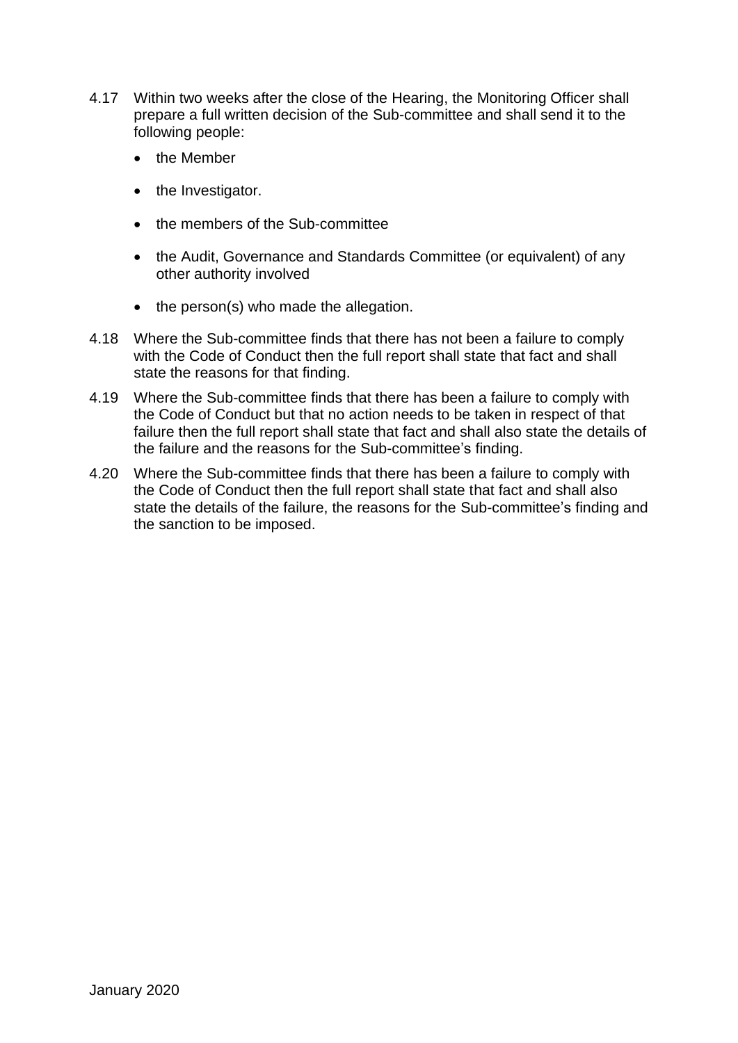4.17 Within two weeks after the close of the Hearing, the Monitoring Officer shall prepare a full written decision of the Sub-committee and shall send it to the following people:

- the Member
- the Investigator.
- the members of the Sub-committee
- the Audit, Governance and Standards Committee (or equivalent) of any other authority involved
- the person(s) who made the allegation.

4.18 Where the Sub-committee finds that there has not been a failure to comply with the Code of Conduct then the full report shall state that fact and shall state the reasons for that finding.

4.19 Where the Sub-committee finds that there has been a failure to comply with the Code of Conduct but that no action needs to be taken in respect of that failure then the full report shall state that fact and shall also state the details of the failure and the reasons for the Sub-committee's finding.

4.20 Where the Sub-committee finds that there has been a failure to comply with the Code of Conduct then the full report shall state that fact and shall also state the details of the failure, the reasons for the Sub-committee's finding and the sanction to be imposed.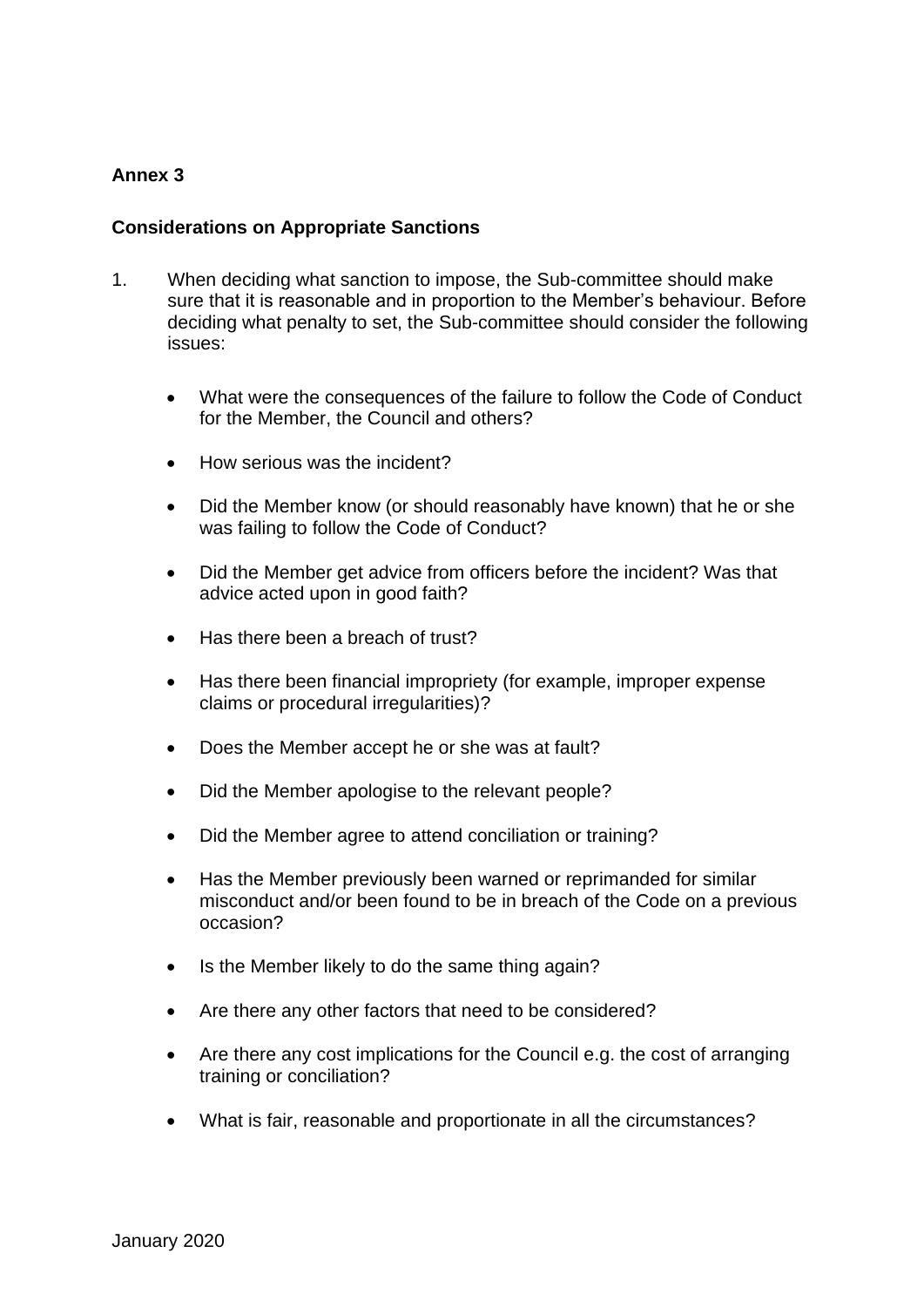**Annex 3**

**Considerations on Appropriate Sanctions**

1. When deciding what sanction to impose, the Sub-committee should make sure that it is reasonable and in proportion to the Member's behaviour. Before deciding what penalty to set, the Sub-committee should consider the following issues:

   - What were the consequences of the failure to follow the Code of Conduct for the Member, the Council and others?
   - How serious was the incident?
   - Did the Member know (or should reasonably have known) that he or she was failing to follow the Code of Conduct?
   - Did the Member get advice from officers before the incident? Was that advice acted upon in good faith?
   - Has there been a breach of trust?
   - Has there been financial impropriety (for example, improper expense claims or procedural irregularities)?
   - Does the Member accept he or she was at fault?
   - Did the Member apologise to the relevant people?
   - Did the Member agree to attend conciliation or training?
   - Has the Member previously been warned or reprimanded for similar misconduct and/or been found to be in breach of the Code on a previous occasion?
   - Is the Member likely to do the same thing again?
   - Are there any other factors that need to be considered?
   - Are there any cost implications for the Council e.g. the cost of arranging training or conciliation?
   - What is fair, reasonable and proportionate in all the circumstances?

January 2020